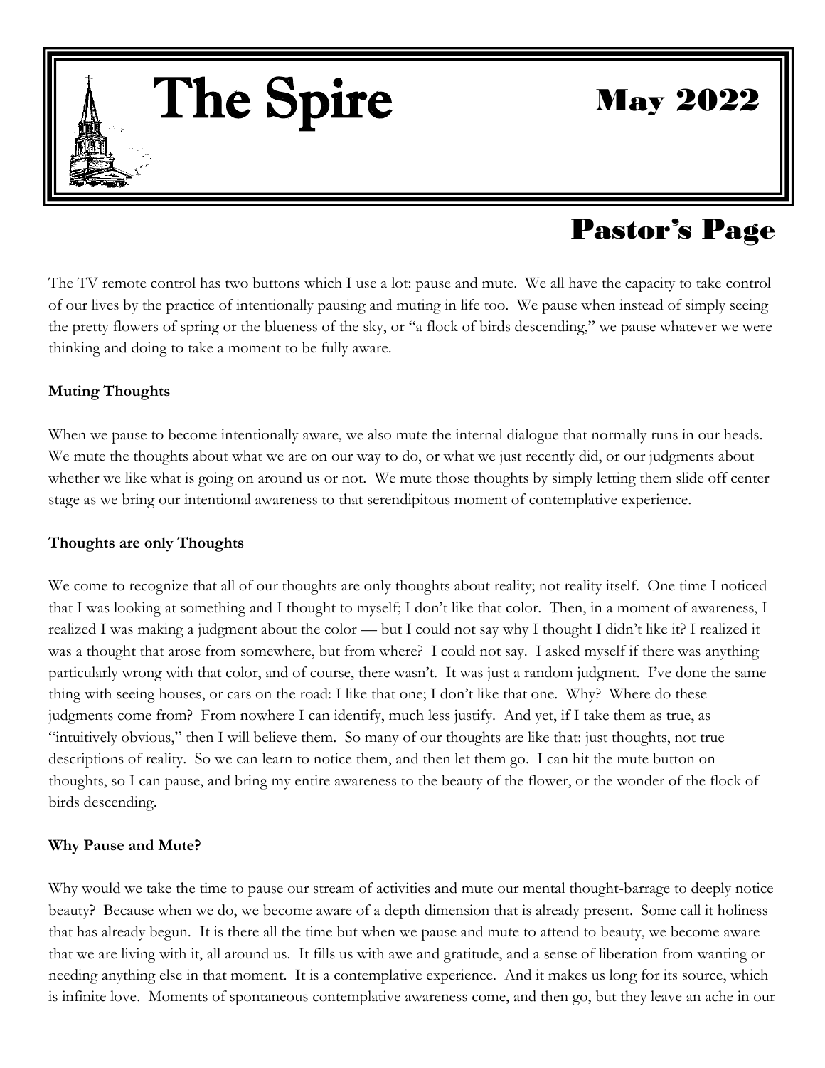# The Spire

May 2022

## Pastor's Page

The TV remote control has two buttons which I use a lot: pause and mute. We all have the capacity to take control of our lives by the practice of intentionally pausing and muting in life too. We pause when instead of simply seeing the pretty flowers of spring or the blueness of the sky, or "a flock of birds descending," we pause whatever we were thinking and doing to take a moment to be fully aware.

**Muting Thoughts**

When we pause to become intentionally aware, we also mute the internal dialogue that normally runs in our heads. We mute the thoughts about what we are on our way to do, or what we just recently did, or our judgments about whether we like what is going on around us or not. We mute those thoughts by simply letting them slide off center stage as we bring our intentional awareness to that serendipitous moment of contemplative experience.

**Thoughts are only Thoughts**

We come to recognize that all of our thoughts are only thoughts about reality; not reality itself. One time I noticed that I was looking at something and I thought to myself; I don't like that color. Then, in a moment of awareness, I realized I was making a judgment about the color — but I could not say why I thought I didn't like it? I realized it was a thought that arose from somewhere, but from where? I could not say. I asked myself if there was anything particularly wrong with that color, and of course, there wasn't. It was just a random judgment. I've done the same thing with seeing houses, or cars on the road: I like that one; I don't like that one. Why? Where do these judgments come from? From nowhere I can identify, much less justify. And yet, if I take them as true, as "intuitively obvious," then I will believe them. So many of our thoughts are like that: just thoughts, not true descriptions of reality. So we can learn to notice them, and then let them go. I can hit the mute button on thoughts, so I can pause, and bring my entire awareness to the beauty of the flower, or the wonder of the flock of birds descending.

**Why Pause and Mute?**

Why would we take the time to pause our stream of activities and mute our mental thought-barrage to deeply notice beauty? Because when we do, we become aware of a depth dimension that is already present. Some call it holiness that has already begun. It is there all the time but when we pause and mute to attend to beauty, we become aware that we are living with it, all around us. It fills us with awe and gratitude, and a sense of liberation from wanting or needing anything else in that moment. It is a contemplative experience. And it makes us long for its source, which is infinite love. Moments of spontaneous contemplative awareness come, and then go, but they leave an ache in our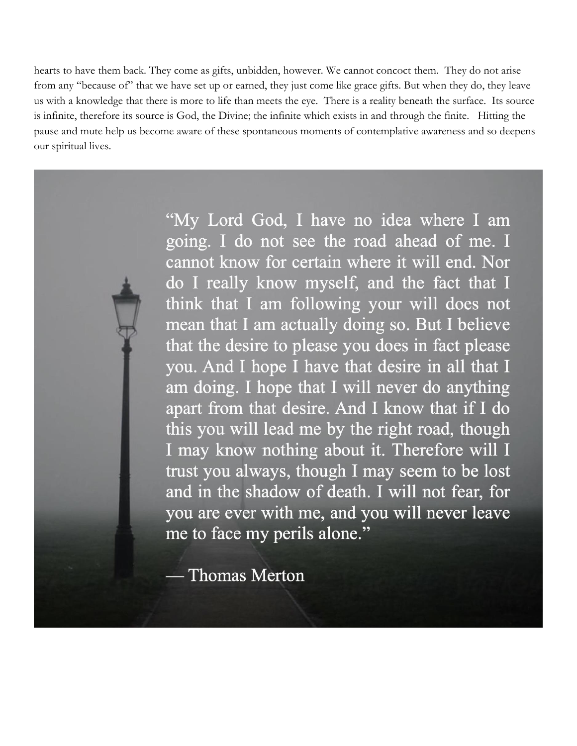hearts to have them back. They come as gifts, unbidden, however. We cannot concoct them. They do not arise from any "because of" that we have set up or earned, they just come like grace gifts. But when they do, they leave us with a knowledge that there is more to life than meets the eye. There is a reality beneath the surface. Its source is infinite, therefore its source is God, the Divine; the infinite which exists in and through the finite. Hitting the pause and mute help us become aware of these spontaneous moments of contemplative awareness and so deepens our spiritual lives.

> "My Lord God, I have no idea where I am going. I do not see the road ahead of me. I cannot know for certain where it will end. Nor do I really know myself, and the fact that I think that I am following your will does not mean that I am actually doing so. But I believe that the desire to please you does in fact please you. And I hope I have that desire in all that I am doing. I hope that I will never do anything apart from that desire. And I know that if I do this you will lead me by the right road, though I may know nothing about it. Therefore will I trust you always, though I may seem to be lost and in the shadow of death. I will not fear, for you are ever with me, and you will never leave me to face my perils alone."
>
> — Thomas Merton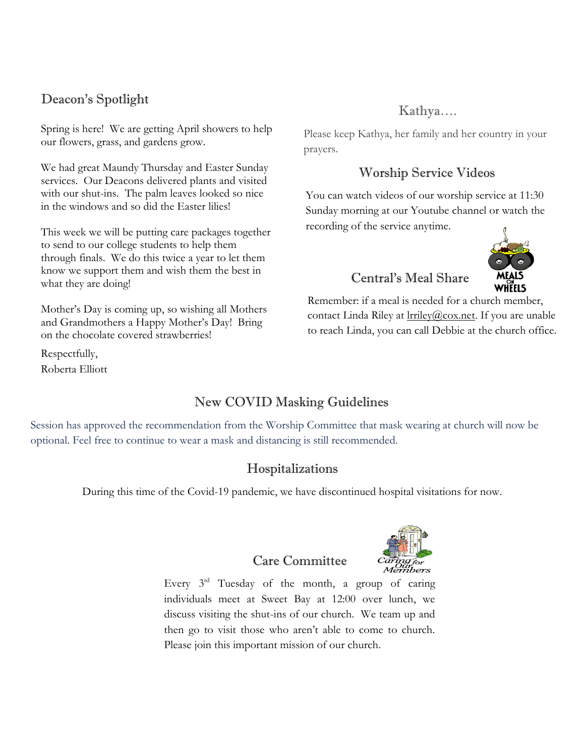## Deacon's Spotlight

Spring is here! We are getting April showers to help our flowers, grass, and gardens grow.

We had great Maundy Thursday and Easter Sunday services. Our Deacons delivered plants and visited with our shut-ins. The palm leaves looked so nice in the windows and so did the Easter lilies!

This week we will be putting care packages together to send to our college students to help them through finals. We do this twice a year to let them know we support them and wish them the best in what they are doing!

Mother's Day is coming up, so wishing all Mothers and Grandmothers a Happy Mother's Day! Bring on the chocolate covered strawberries!

Respectfully,
Roberta Elliott

## Kathya….

Please keep Kathya, her family and her country in your prayers.

## Worship Service Videos

You can watch videos of our worship service at 11:30 Sunday morning at our Youtube channel or watch the recording of the service anytime.

## Central's Meal Share

Remember: if a meal is needed for a church member, contact Linda Riley at lrriley@cox.net. If you are unable to reach Linda, you can call Debbie at the church office.

## New COVID Masking Guidelines

Session has approved the recommendation from the Worship Committee that mask wearing at church will now be optional. Feel free to continue to wear a mask and distancing is still recommended.

## Hospitalizations

During this time of the Covid-19 pandemic, we have discontinued hospital visitations for now.

## Care Committee

Every 3rd Tuesday of the month, a group of caring individuals meet at Sweet Bay at 12:00 over lunch, we discuss visiting the shut-ins of our church. We team up and then go to visit those who aren't able to come to church. Please join this important mission of our church.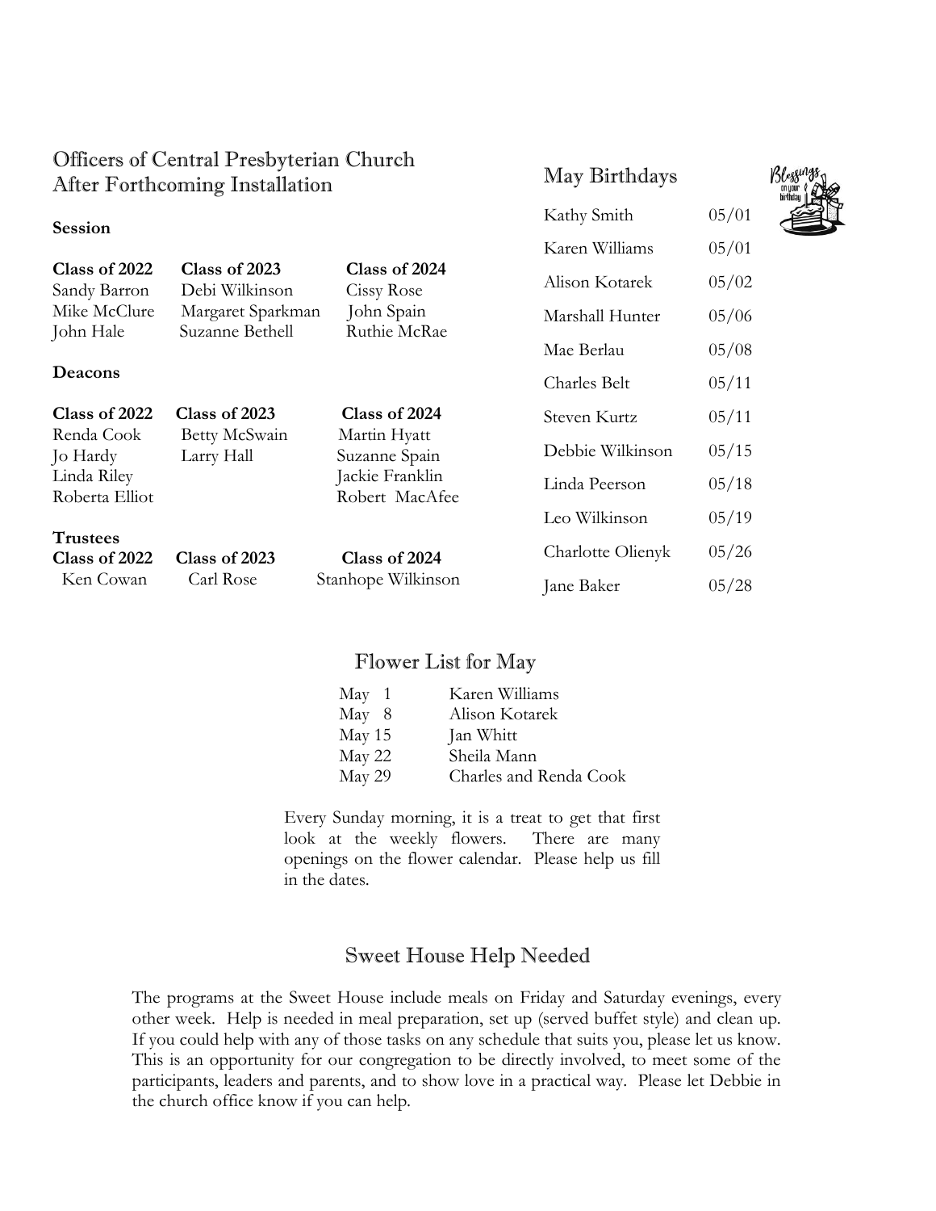## Officers of Central Presbyterian Church After Forthcoming Installation

### Session

| Class of 2022 | Class of 2023 | Class of 2024 |
|---|---|---|
| Sandy Barron | Debi Wilkinson | Cissy Rose |
| Mike McClure | Margaret Sparkman | John Spain |
| John Hale | Suzanne Bethell | Ruthie McRae |

### Deacons

| Class of 2022 | Class of 2023 | Class of 2024 |
|---|---|---|
| Renda Cook | Betty McSwain | Martin Hyatt |
| Jo Hardy | Larry Hall | Suzanne Spain |
| Linda Riley | | Jackie Franklin |
| Roberta Elliot | | Robert MacAfee |

### Trustees

| Class of 2022 | Class of 2023 | Class of 2024 |
|---|---|---|
| Ken Cowan | Carl Rose | Stanhope Wilkinson |

## May Birthdays

| Name | Date |
|---|---|
| Kathy Smith | 05/01 |
| Karen Williams | 05/01 |
| Alison Kotarek | 05/02 |
| Marshall Hunter | 05/06 |
| Mae Berlau | 05/08 |
| Charles Belt | 05/11 |
| Steven Kurtz | 05/11 |
| Debbie Wilkinson | 05/15 |
| Linda Peerson | 05/18 |
| Leo Wilkinson | 05/19 |
| Charlotte Olienyk | 05/26 |
| Jane Baker | 05/28 |

## Flower List for May

| Date | Name |
|---|---|
| May 1 | Karen Williams |
| May 8 | Alison Kotarek |
| May 15 | Jan Whitt |
| May 22 | Sheila Mann |
| May 29 | Charles and Renda Cook |

Every Sunday morning, it is a treat to get that first look at the weekly flowers. There are many openings on the flower calendar. Please help us fill in the dates.

## Sweet House Help Needed

The programs at the Sweet House include meals on Friday and Saturday evenings, every other week. Help is needed in meal preparation, set up (served buffet style) and clean up. If you could help with any of those tasks on any schedule that suits you, please let us know. This is an opportunity for our congregation to be directly involved, to meet some of the participants, leaders and parents, and to show love in a practical way. Please let Debbie in the church office know if you can help.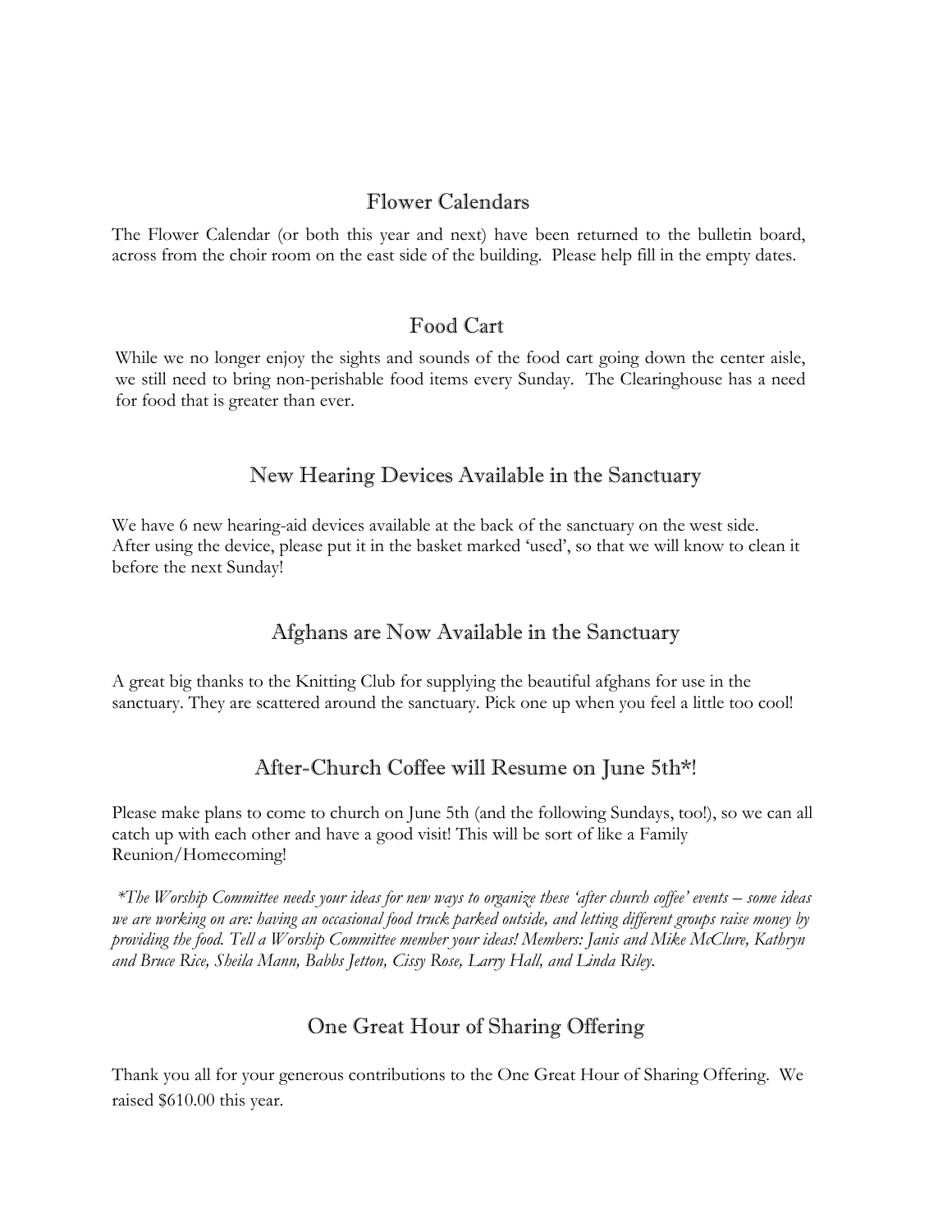## Flower Calendars

The Flower Calendar (or both this year and next) have been returned to the bulletin board, across from the choir room on the east side of the building. Please help fill in the empty dates.

## Food Cart

While we no longer enjoy the sights and sounds of the food cart going down the center aisle, we still need to bring non-perishable food items every Sunday. The Clearinghouse has a need for food that is greater than ever.

## New Hearing Devices Available in the Sanctuary

We have 6 new hearing-aid devices available at the back of the sanctuary on the west side. After using the device, please put it in the basket marked 'used', so that we will know to clean it before the next Sunday!

## Afghans are Now Available in the Sanctuary

A great big thanks to the Knitting Club for supplying the beautiful afghans for use in the sanctuary. They are scattered around the sanctuary. Pick one up when you feel a little too cool!

## After-Church Coffee will Resume on June 5th*!

Please make plans to come to church on June 5th (and the following Sundays, too!), so we can all catch up with each other and have a good visit! This will be sort of like a Family Reunion/Homecoming!

*\*The Worship Committee needs your ideas for new ways to organize these 'after church coffee' events – some ideas we are working on are: having an occasional food truck parked outside, and letting different groups raise money by providing the food. Tell a Worship Committee member your ideas! Members: Janis and Mike McClure, Kathryn and Bruce Rice, Sheila Mann, Babbs Jetton, Cissy Rose, Larry Hall, and Linda Riley.*

## One Great Hour of Sharing Offering

Thank you all for your generous contributions to the One Great Hour of Sharing Offering. We raised $610.00 this year.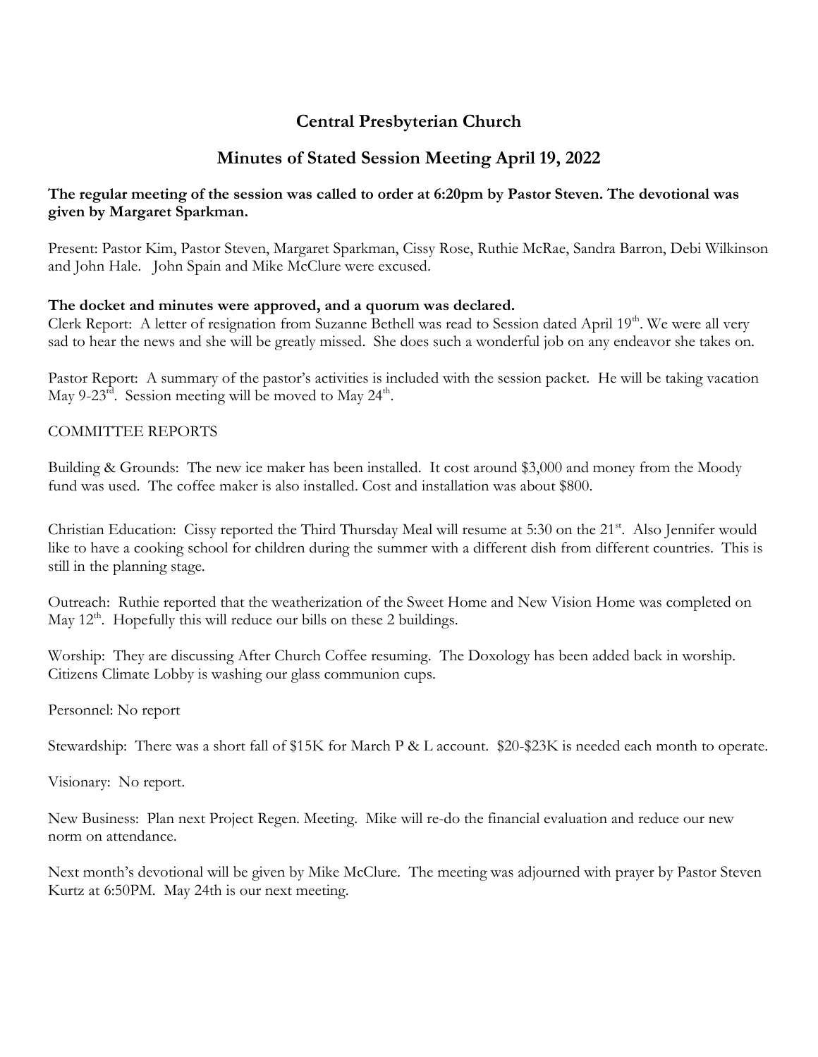# Central Presbyterian Church

## Minutes of Stated Session Meeting April 19, 2022

**The regular meeting of the session was called to order at 6:20pm by Pastor Steven. The devotional was given by Margaret Sparkman.**

Present: Pastor Kim, Pastor Steven, Margaret Sparkman, Cissy Rose, Ruthie McRae, Sandra Barron, Debi Wilkinson and John Hale. John Spain and Mike McClure were excused.

**The docket and minutes were approved, and a quorum was declared.**

Clerk Report: A letter of resignation from Suzanne Bethell was read to Session dated April 19th. We were all very sad to hear the news and she will be greatly missed. She does such a wonderful job on any endeavor she takes on.

Pastor Report: A summary of the pastor's activities is included with the session packet. He will be taking vacation May 9-23rd. Session meeting will be moved to May 24th.

COMMITTEE REPORTS

Building & Grounds: The new ice maker has been installed. It cost around $3,000 and money from the Moody fund was used. The coffee maker is also installed. Cost and installation was about $800.

Christian Education: Cissy reported the Third Thursday Meal will resume at 5:30 on the 21st. Also Jennifer would like to have a cooking school for children during the summer with a different dish from different countries. This is still in the planning stage.

Outreach: Ruthie reported that the weatherization of the Sweet Home and New Vision Home was completed on May 12th. Hopefully this will reduce our bills on these 2 buildings.

Worship: They are discussing After Church Coffee resuming. The Doxology has been added back in worship. Citizens Climate Lobby is washing our glass communion cups.

Personnel: No report

Stewardship: There was a short fall of $15K for March P & L account. $20-$23K is needed each month to operate.

Visionary: No report.

New Business: Plan next Project Regen. Meeting. Mike will re-do the financial evaluation and reduce our new norm on attendance.

Next month's devotional will be given by Mike McClure. The meeting was adjourned with prayer by Pastor Steven Kurtz at 6:50PM. May 24th is our next meeting.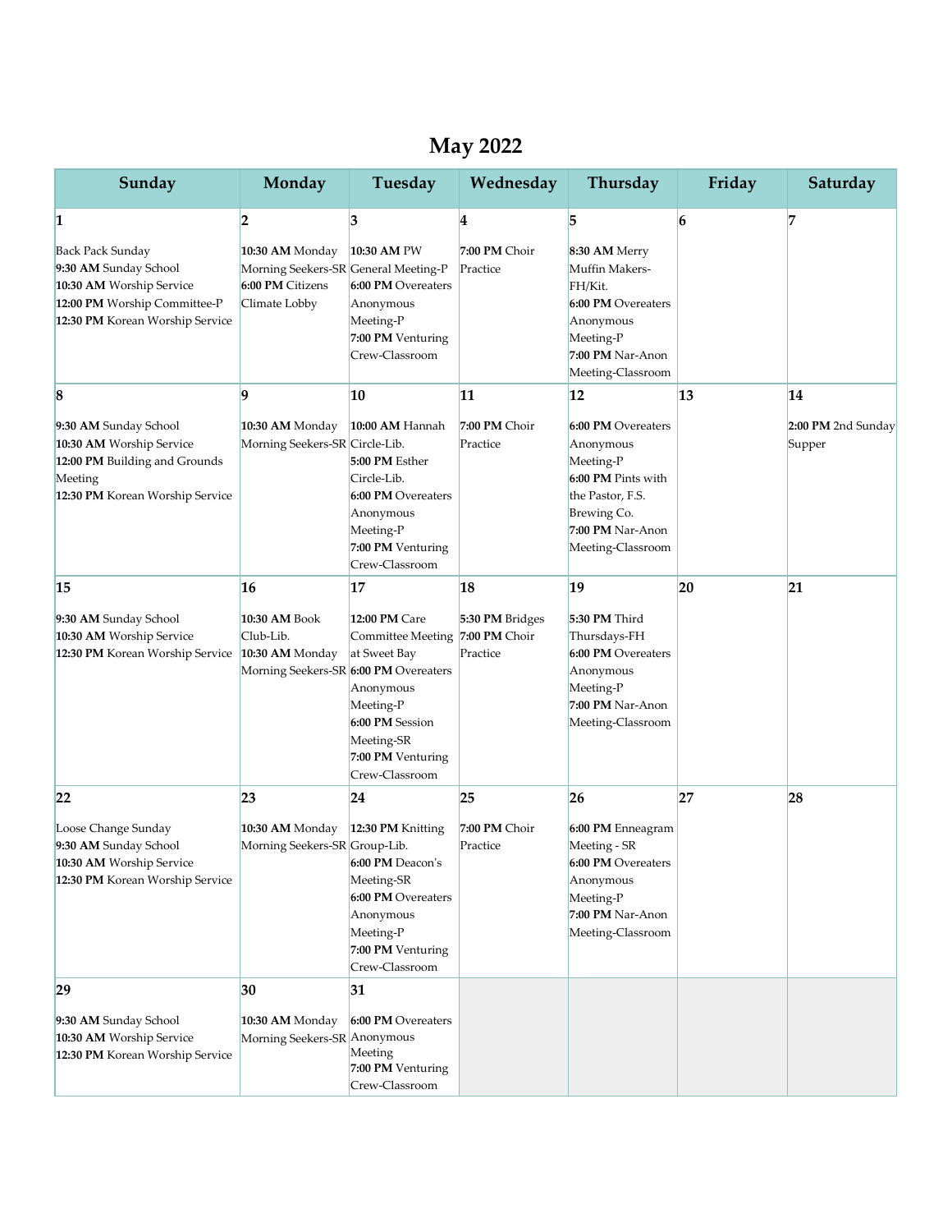# May 2022

| Sunday | Monday | Tuesday | Wednesday | Thursday | Friday | Saturday |
|---|---|---|---|---|---|---|
| **1**<br><br>Back Pack Sunday<br>**9:30 AM** Sunday School<br>**10:30 AM** Worship Service<br>**12:00 PM** Worship Committee-P<br>**12:30 PM** Korean Worship Service | **2**<br><br>**10:30 AM** Monday Morning Seekers-SR<br>**6:00 PM** Citizens Climate Lobby | **3**<br><br>**10:30 AM** PW General Meeting-P<br>**6:00 PM** Overeaters Anonymous Meeting-P<br>**7:00 PM** Venturing Crew-Classroom | **4**<br><br>**7:00 PM** Choir Practice | **5**<br><br>**8:30 AM** Merry Muffin Makers-FH/Kit.<br>**6:00 PM** Overeaters Anonymous Meeting-P<br>**7:00 PM** Nar-Anon Meeting-Classroom | **6** | **7** |
| **8**<br><br>**9:30 AM** Sunday School<br>**10:30 AM** Worship Service<br>**12:00 PM** Building and Grounds Meeting<br>**12:30 PM** Korean Worship Service | **9**<br><br>**10:30 AM** Monday Morning Seekers-SR | **10**<br><br>**10:00 AM** Hannah Circle-Lib.<br>**5:00 PM** Esther Circle-Lib.<br>**6:00 PM** Overeaters Anonymous Meeting-P<br>**7:00 PM** Venturing Crew-Classroom | **11**<br><br>**7:00 PM** Choir Practice | **12**<br><br>**6:00 PM** Overeaters Anonymous Meeting-P<br>**6:00 PM** Pints with the Pastor, F.S. Brewing Co.<br>**7:00 PM** Nar-Anon Meeting-Classroom | **13** | **14**<br><br>**2:00 PM** 2nd Sunday Supper |
| **15**<br><br>**9:30 AM** Sunday School<br>**10:30 AM** Worship Service<br>**12:30 PM** Korean Worship Service | **16**<br><br>**10:30 AM** Book Club-Lib.<br>**10:30 AM** Monday Morning Seekers-SR | **17**<br><br>**12:00 PM** Care Committee Meeting at Sweet Bay<br>**6:00 PM** Overeaters Anonymous Meeting-P<br>**6:00 PM** Session Meeting-SR<br>**7:00 PM** Venturing Crew-Classroom | **18**<br><br>**5:30 PM** Bridges<br>**7:00 PM** Choir Practice | **19**<br><br>**5:30 PM** Third Thursdays-FH<br>**6:00 PM** Overeaters Anonymous Meeting-P<br>**7:00 PM** Nar-Anon Meeting-Classroom | **20** | **21** |
| **22**<br><br>Loose Change Sunday<br>**9:30 AM** Sunday School<br>**10:30 AM** Worship Service<br>**12:30 PM** Korean Worship Service | **23**<br><br>**10:30 AM** Monday Morning Seekers-SR | **24**<br><br>**12:30 PM** Knitting Group-Lib.<br>**6:00 PM** Deacon's Meeting-SR<br>**6:00 PM** Overeaters Anonymous Meeting-P<br>**7:00 PM** Venturing Crew-Classroom | **25**<br><br>**7:00 PM** Choir Practice | **26**<br><br>**6:00 PM** Enneagram Meeting - SR<br>**6:00 PM** Overeaters Anonymous Meeting-P<br>**7:00 PM** Nar-Anon Meeting-Classroom | **27** | **28** |
| **29**<br><br>**9:30 AM** Sunday School<br>**10:30 AM** Worship Service<br>**12:30 PM** Korean Worship Service | **30**<br><br>**10:30 AM** Monday Morning Seekers-SR | **31**<br><br>**6:00 PM** Overeaters Anonymous Meeting<br>**7:00 PM** Venturing Crew-Classroom | | | | |